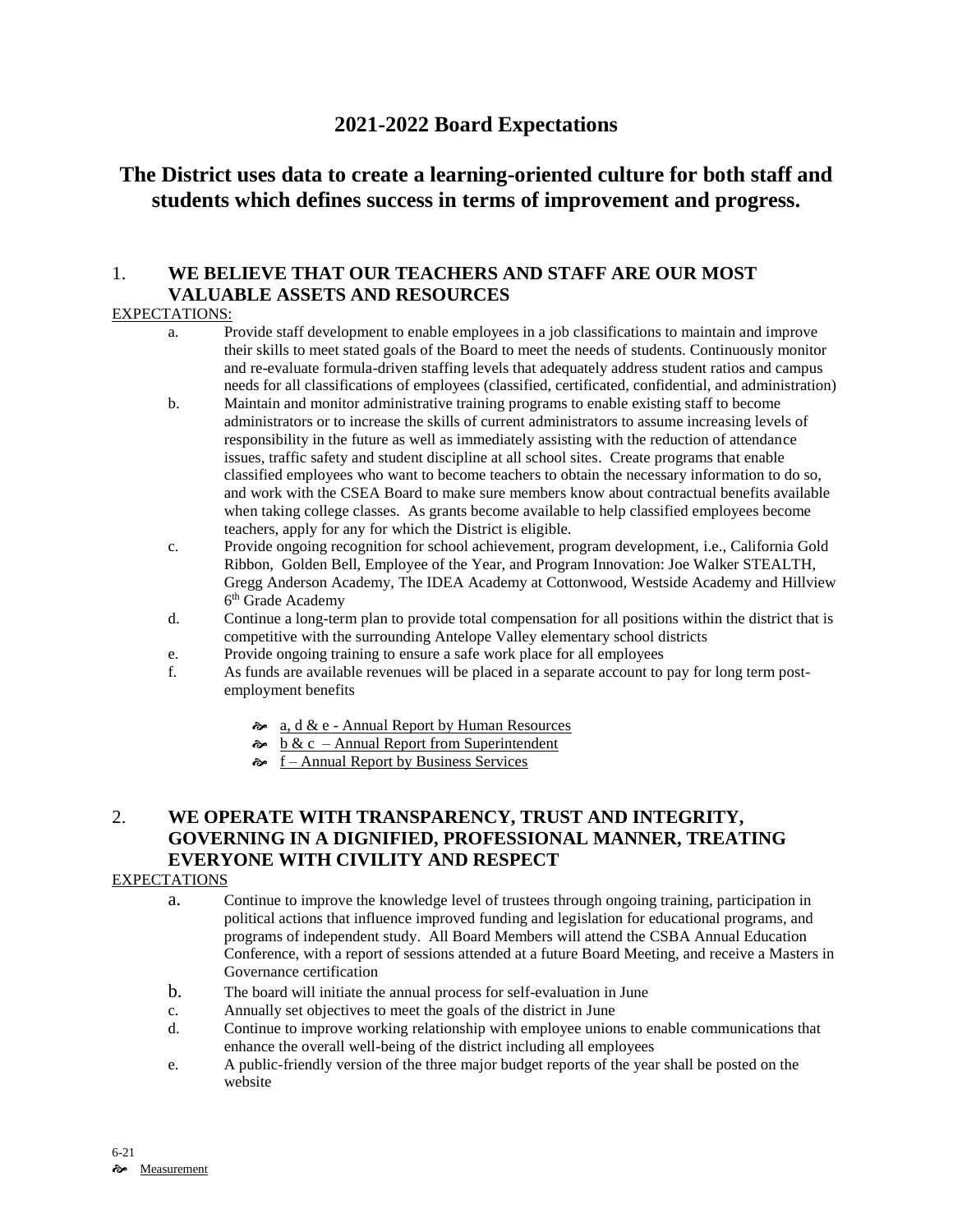# 2021-2022 Board Expectations

## The District uses data to create a learning-oriented culture for both staff and students which defines success in terms of improvement and progress.

### 1. WE BELIEVE THAT OUR TEACHERS AND STAFF ARE OUR MOST VALUABLE ASSETS AND RESOURCES

EXPECTATIONS:

a. Provide staff development to enable employees in a job classifications to maintain and improve their skills to meet stated goals of the Board to meet the needs of students. Continuously monitor and re-evaluate formula-driven staffing levels that adequately address student ratios and campus needs for all classifications of employees (classified, certificated, confidential, and administration)

b. Maintain and monitor administrative training programs to enable existing staff to become administrators or to increase the skills of current administrators to assume increasing levels of responsibility in the future as well as immediately assisting with the reduction of attendance issues, traffic safety and student discipline at all school sites. Create programs that enable classified employees who want to become teachers to obtain the necessary information to do so, and work with the CSEA Board to make sure members know about contractual benefits available when taking college classes. As grants become available to help classified employees become teachers, apply for any for which the District is eligible.

c. Provide ongoing recognition for school achievement, program development, i.e., California Gold Ribbon, Golden Bell, Employee of the Year, and Program Innovation: Joe Walker STEALTH, Gregg Anderson Academy, The IDEA Academy at Cottonwood, Westside Academy and Hillview 6th Grade Academy

d. Continue a long-term plan to provide total compensation for all positions within the district that is competitive with the surrounding Antelope Valley elementary school districts

e. Provide ongoing training to ensure a safe work place for all employees

f. As funds are available revenues will be placed in a separate account to pay for long term post-employment benefits

- a, d & e - Annual Report by Human Resources
- b & c – Annual Report from Superintendent
- f – Annual Report by Business Services

### 2. WE OPERATE WITH TRANSPARENCY, TRUST AND INTEGRITY, GOVERNING IN A DIGNIFIED, PROFESSIONAL MANNER, TREATING EVERYONE WITH CIVILITY AND RESPECT

EXPECTATIONS

a. Continue to improve the knowledge level of trustees through ongoing training, participation in political actions that influence improved funding and legislation for educational programs, and programs of independent study. All Board Members will attend the CSBA Annual Education Conference, with a report of sessions attended at a future Board Meeting, and receive a Masters in Governance certification

b. The board will initiate the annual process for self-evaluation in June

c. Annually set objectives to meet the goals of the district in June

d. Continue to improve working relationship with employee unions to enable communications that enhance the overall well-being of the district including all employees

e. A public-friendly version of the three major budget reports of the year shall be posted on the website

6-21

- Measurement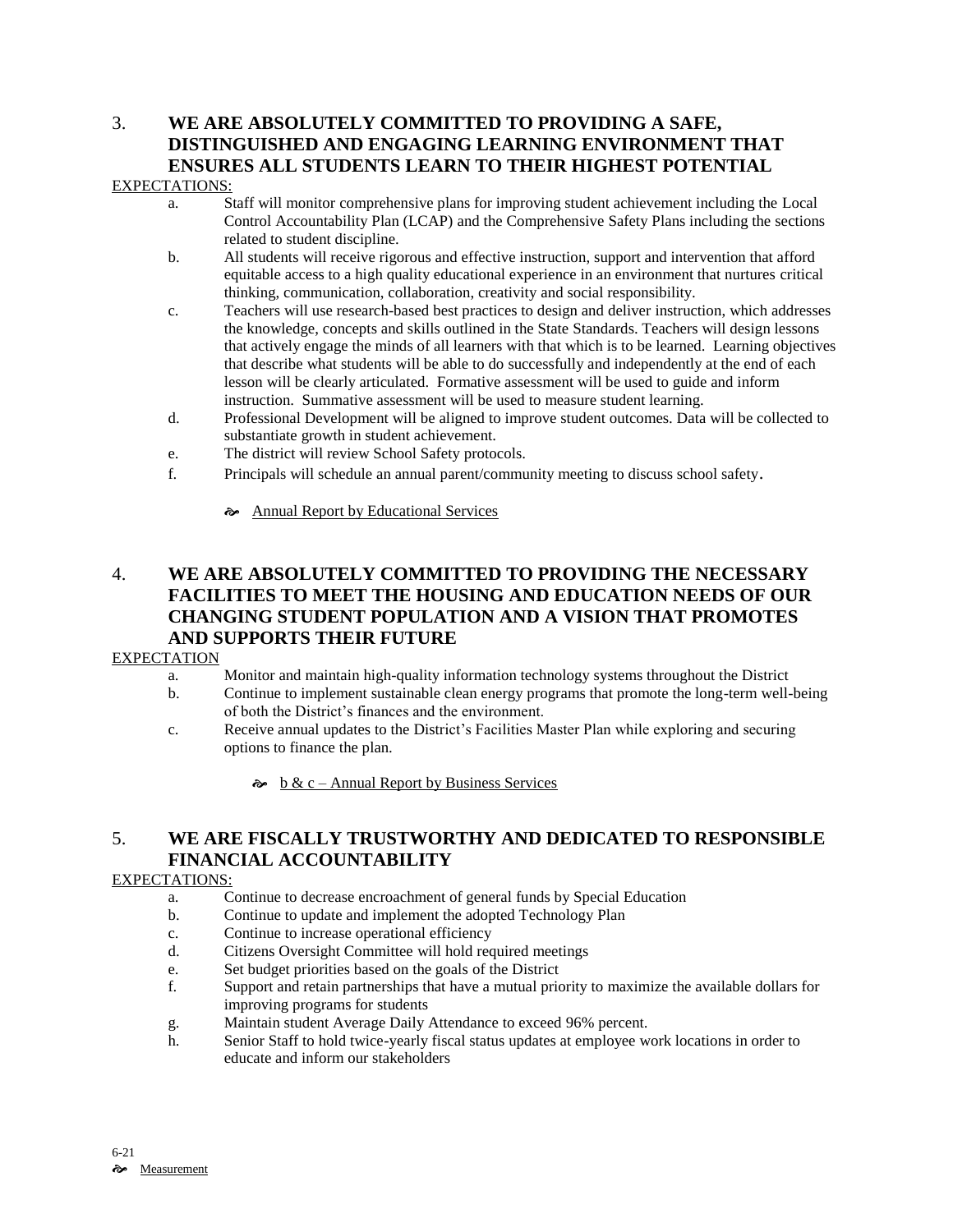## 3. WE ARE ABSOLUTELY COMMITTED TO PROVIDING A SAFE, DISTINGUISHED AND ENGAGING LEARNING ENVIRONMENT THAT ENSURES ALL STUDENTS LEARN TO THEIR HIGHEST POTENTIAL

EXPECTATIONS:

a. Staff will monitor comprehensive plans for improving student achievement including the Local Control Accountability Plan (LCAP) and the Comprehensive Safety Plans including the sections related to student discipline.

b. All students will receive rigorous and effective instruction, support and intervention that afford equitable access to a high quality educational experience in an environment that nurtures critical thinking, communication, collaboration, creativity and social responsibility.

c. Teachers will use research-based best practices to design and deliver instruction, which addresses the knowledge, concepts and skills outlined in the State Standards. Teachers will design lessons that actively engage the minds of all learners with that which is to be learned. Learning objectives that describe what students will be able to do successfully and independently at the end of each lesson will be clearly articulated. Formative assessment will be used to guide and inform instruction. Summative assessment will be used to measure student learning.

d. Professional Development will be aligned to improve student outcomes. Data will be collected to substantiate growth in student achievement.

e. The district will review School Safety protocols.

f. Principals will schedule an annual parent/community meeting to discuss school safety.

   ☙ Annual Report by Educational Services

## 4. WE ARE ABSOLUTELY COMMITTED TO PROVIDING THE NECESSARY FACILITIES TO MEET THE HOUSING AND EDUCATION NEEDS OF OUR CHANGING STUDENT POPULATION AND A VISION THAT PROMOTES AND SUPPORTS THEIR FUTURE

EXPECTATION

a. Monitor and maintain high-quality information technology systems throughout the District

b. Continue to implement sustainable clean energy programs that promote the long-term well-being of both the District's finances and the environment.

c. Receive annual updates to the District's Facilities Master Plan while exploring and securing options to finance the plan.

   ☙ b & c – Annual Report by Business Services

## 5. WE ARE FISCALLY TRUSTWORTHY AND DEDICATED TO RESPONSIBLE FINANCIAL ACCOUNTABILITY

EXPECTATIONS:

a. Continue to decrease encroachment of general funds by Special Education

b. Continue to update and implement the adopted Technology Plan

c. Continue to increase operational efficiency

d. Citizens Oversight Committee will hold required meetings

e. Set budget priorities based on the goals of the District

f. Support and retain partnerships that have a mutual priority to maximize the available dollars for improving programs for students

g. Maintain student Average Daily Attendance to exceed 96% percent.

h. Senior Staff to hold twice-yearly fiscal status updates at employee work locations in order to educate and inform our stakeholders

6-21

☙ Measurement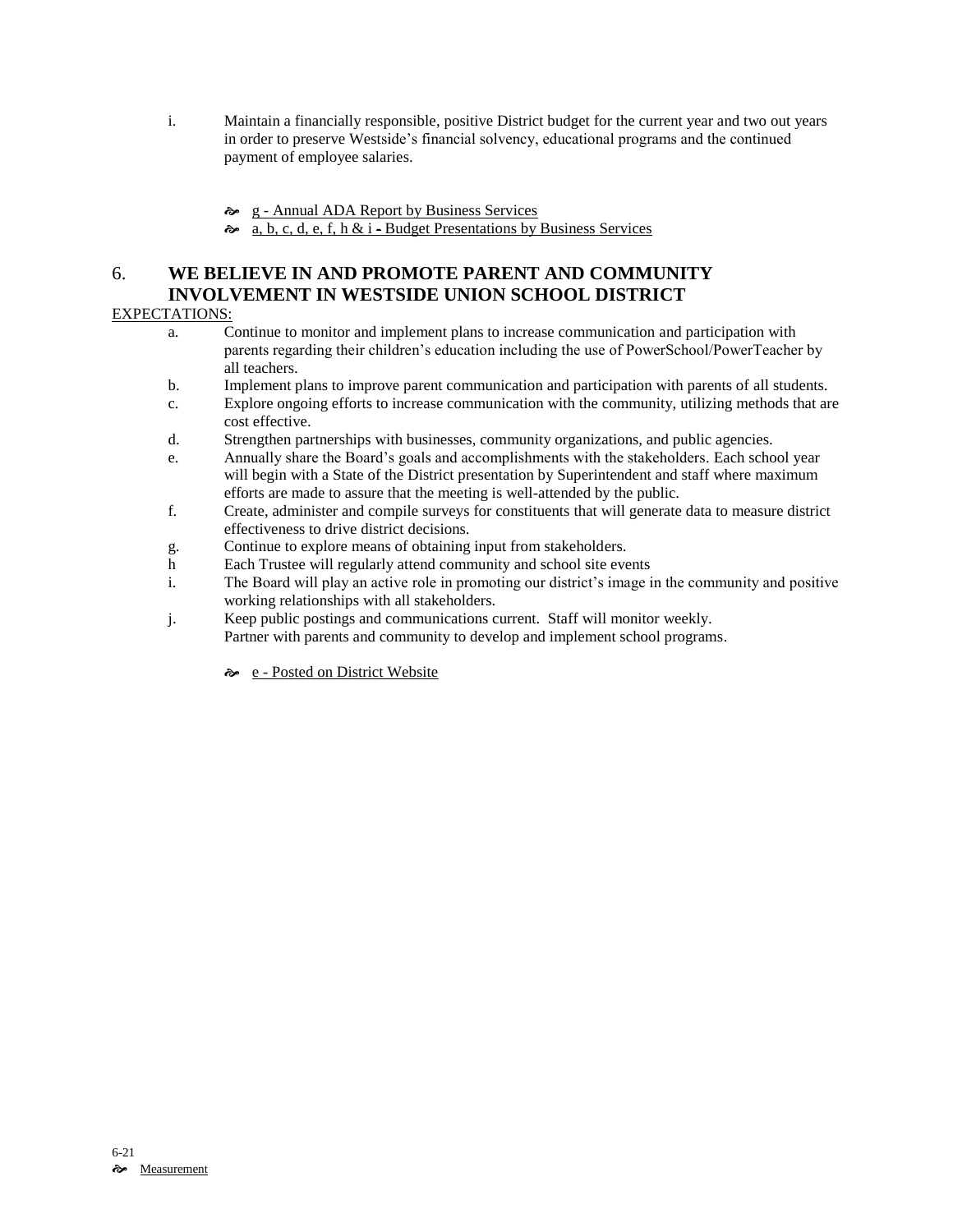i. Maintain a financially responsible, positive District budget for the current year and two out years in order to preserve Westside's financial solvency, educational programs and the continued payment of employee salaries.

- g - Annual ADA Report by Business Services
- a, b, c, d, e, f, h & i - Budget Presentations by Business Services

## 6. WE BELIEVE IN AND PROMOTE PARENT AND COMMUNITY INVOLVEMENT IN WESTSIDE UNION SCHOOL DISTRICT

EXPECTATIONS:

a. Continue to monitor and implement plans to increase communication and participation with parents regarding their children's education including the use of PowerSchool/PowerTeacher by all teachers.

b. Implement plans to improve parent communication and participation with parents of all students.

c. Explore ongoing efforts to increase communication with the community, utilizing methods that are cost effective.

d. Strengthen partnerships with businesses, community organizations, and public agencies.

e. Annually share the Board's goals and accomplishments with the stakeholders. Each school year will begin with a State of the District presentation by Superintendent and staff where maximum efforts are made to assure that the meeting is well-attended by the public.

f. Create, administer and compile surveys for constituents that will generate data to measure district effectiveness to drive district decisions.

g. Continue to explore means of obtaining input from stakeholders.

h Each Trustee will regularly attend community and school site events

i. The Board will play an active role in promoting our district's image in the community and positive working relationships with all stakeholders.

j. Keep public postings and communications current. Staff will monitor weekly.
Partner with parents and community to develop and implement school programs.

- e - Posted on District Website

6-21

- Measurement